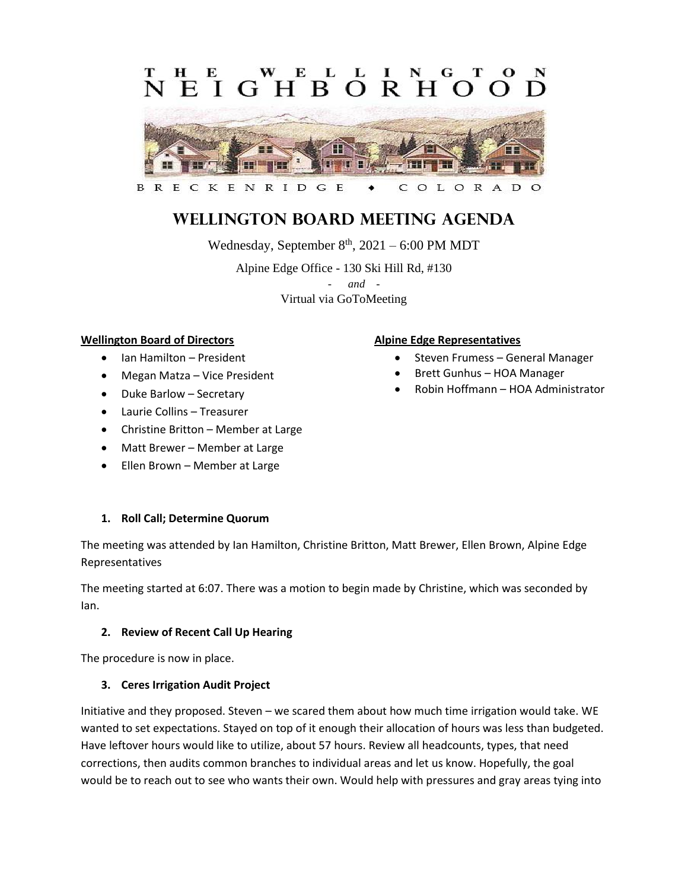# Wellington Board Meeting Agenda

Wednesday, September 8th, 2021 – 6:00 PM MDT

Alpine Edge Office - 130 Ski Hill Rd, #130

*- and -*

Virtual via GoToMeeting

**Wellington Board of Directors**

- Ian Hamilton – President
- Megan Matza – Vice President
- Duke Barlow – Secretary
- Laurie Collins – Treasurer
- Christine Britton – Member at Large
- Matt Brewer – Member at Large
- Ellen Brown – Member at Large

**Alpine Edge Representatives**

- Steven Frumess – General Manager
- Brett Gunhus – HOA Manager
- Robin Hoffmann – HOA Administrator

### 1. Roll Call; Determine Quorum

The meeting was attended by Ian Hamilton, Christine Britton, Matt Brewer, Ellen Brown, Alpine Edge Representatives

The meeting started at 6:07. There was a motion to begin made by Christine, which was seconded by Ian.

### 2. Review of Recent Call Up Hearing

The procedure is now in place.

### 3. Ceres Irrigation Audit Project

Initiative and they proposed. Steven – we scared them about how much time irrigation would take. WE wanted to set expectations. Stayed on top of it enough their allocation of hours was less than budgeted. Have leftover hours would like to utilize, about 57 hours. Review all headcounts, types, that need corrections, then audits common branches to individual areas and let us know. Hopefully, the goal would be to reach out to see who wants their own. Would help with pressures and gray areas tying into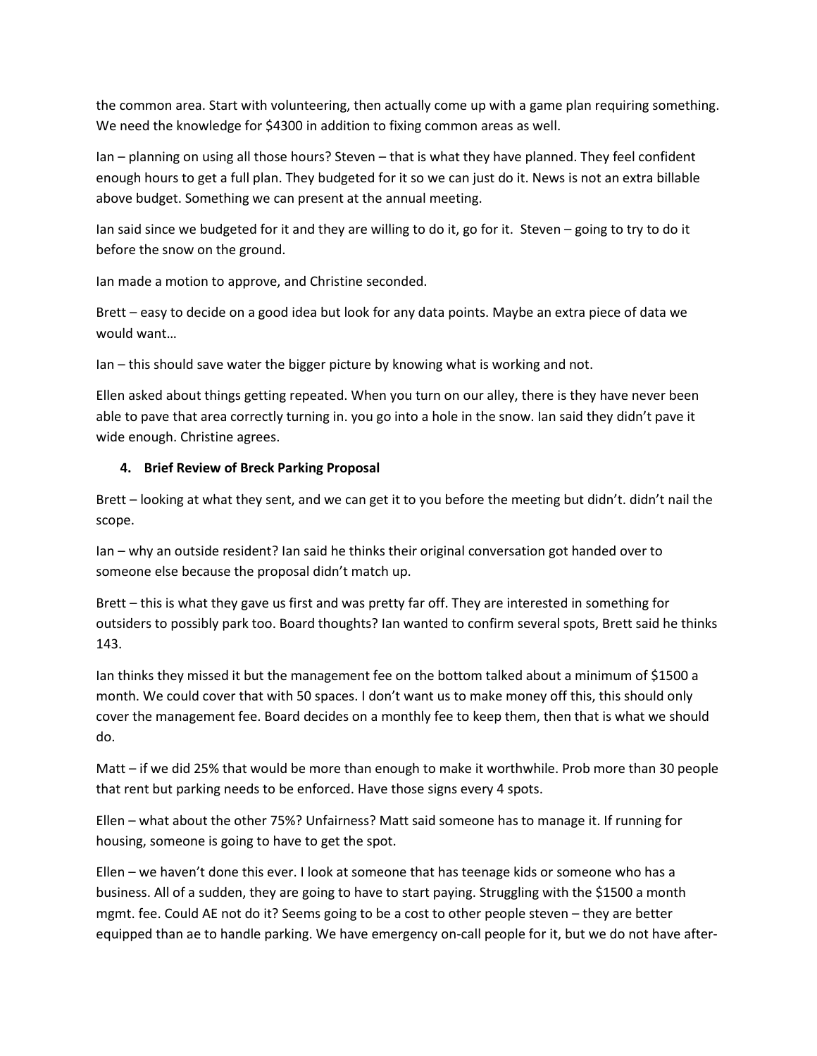the common area. Start with volunteering, then actually come up with a game plan requiring something. We need the knowledge for $4300 in addition to fixing common areas as well.

Ian – planning on using all those hours? Steven – that is what they have planned. They feel confident enough hours to get a full plan. They budgeted for it so we can just do it. News is not an extra billable above budget. Something we can present at the annual meeting.

Ian said since we budgeted for it and they are willing to do it, go for it. Steven – going to try to do it before the snow on the ground.

Ian made a motion to approve, and Christine seconded.

Brett – easy to decide on a good idea but look for any data points. Maybe an extra piece of data we would want…

Ian – this should save water the bigger picture by knowing what is working and not.

Ellen asked about things getting repeated. When you turn on our alley, there is they have never been able to pave that area correctly turning in. you go into a hole in the snow. Ian said they didn't pave it wide enough. Christine agrees.

4. **Brief Review of Breck Parking Proposal**

Brett – looking at what they sent, and we can get it to you before the meeting but didn't. didn't nail the scope.

Ian – why an outside resident? Ian said he thinks their original conversation got handed over to someone else because the proposal didn't match up.

Brett – this is what they gave us first and was pretty far off. They are interested in something for outsiders to possibly park too. Board thoughts? Ian wanted to confirm several spots, Brett said he thinks 143.

Ian thinks they missed it but the management fee on the bottom talked about a minimum of $1500 a month. We could cover that with 50 spaces. I don't want us to make money off this, this should only cover the management fee. Board decides on a monthly fee to keep them, then that is what we should do.

Matt – if we did 25% that would be more than enough to make it worthwhile. Prob more than 30 people that rent but parking needs to be enforced. Have those signs every 4 spots.

Ellen – what about the other 75%? Unfairness? Matt said someone has to manage it. If running for housing, someone is going to have to get the spot.

Ellen – we haven't done this ever. I look at someone that has teenage kids or someone who has a business. All of a sudden, they are going to have to start paying. Struggling with the $1500 a month mgmt. fee. Could AE not do it? Seems going to be a cost to other people steven – they are better equipped than ae to handle parking. We have emergency on-call people for it, but we do not have after-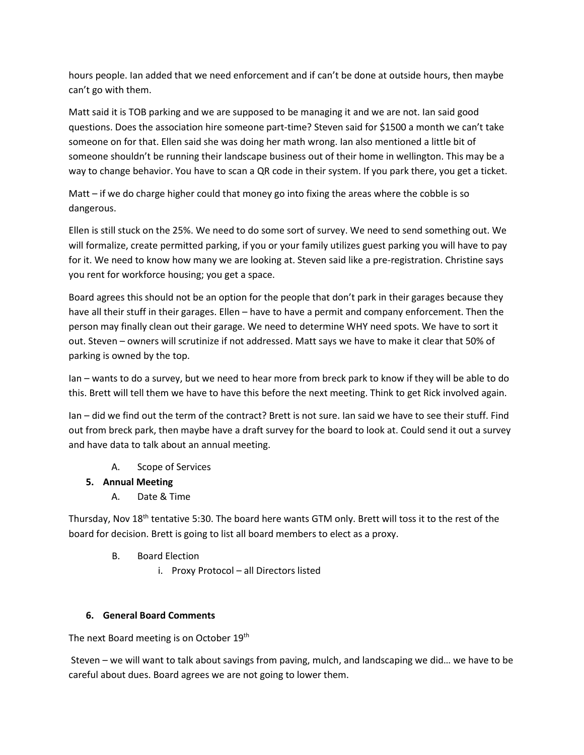hours people. Ian added that we need enforcement and if can't be done at outside hours, then maybe can't go with them.

Matt said it is TOB parking and we are supposed to be managing it and we are not. Ian said good questions. Does the association hire someone part-time? Steven said for $1500 a month we can't take someone on for that. Ellen said she was doing her math wrong. Ian also mentioned a little bit of someone shouldn't be running their landscape business out of their home in wellington. This may be a way to change behavior. You have to scan a QR code in their system. If you park there, you get a ticket.

Matt – if we do charge higher could that money go into fixing the areas where the cobble is so dangerous.

Ellen is still stuck on the 25%. We need to do some sort of survey. We need to send something out. We will formalize, create permitted parking, if you or your family utilizes guest parking you will have to pay for it. We need to know how many we are looking at. Steven said like a pre-registration. Christine says you rent for workforce housing; you get a space.

Board agrees this should not be an option for the people that don't park in their garages because they have all their stuff in their garages. Ellen – have to have a permit and company enforcement. Then the person may finally clean out their garage. We need to determine WHY need spots. We have to sort it out. Steven – owners will scrutinize if not addressed. Matt says we have to make it clear that 50% of parking is owned by the top.

Ian – wants to do a survey, but we need to hear more from breck park to know if they will be able to do this. Brett will tell them we have to have this before the next meeting. Think to get Rick involved again.

Ian – did we find out the term of the contract? Brett is not sure. Ian said we have to see their stuff. Find out from breck park, then maybe have a draft survey for the board to look at. Could send it out a survey and have data to talk about an annual meeting.

A. Scope of Services

**5. Annual Meeting**

A. Date & Time

Thursday, Nov 18th tentative 5:30. The board here wants GTM only. Brett will toss it to the rest of the board for decision. Brett is going to list all board members to elect as a proxy.

B. Board Election

i. Proxy Protocol – all Directors listed

**6. General Board Comments**

The next Board meeting is on October 19th

Steven – we will want to talk about savings from paving, mulch, and landscaping we did… we have to be careful about dues. Board agrees we are not going to lower them.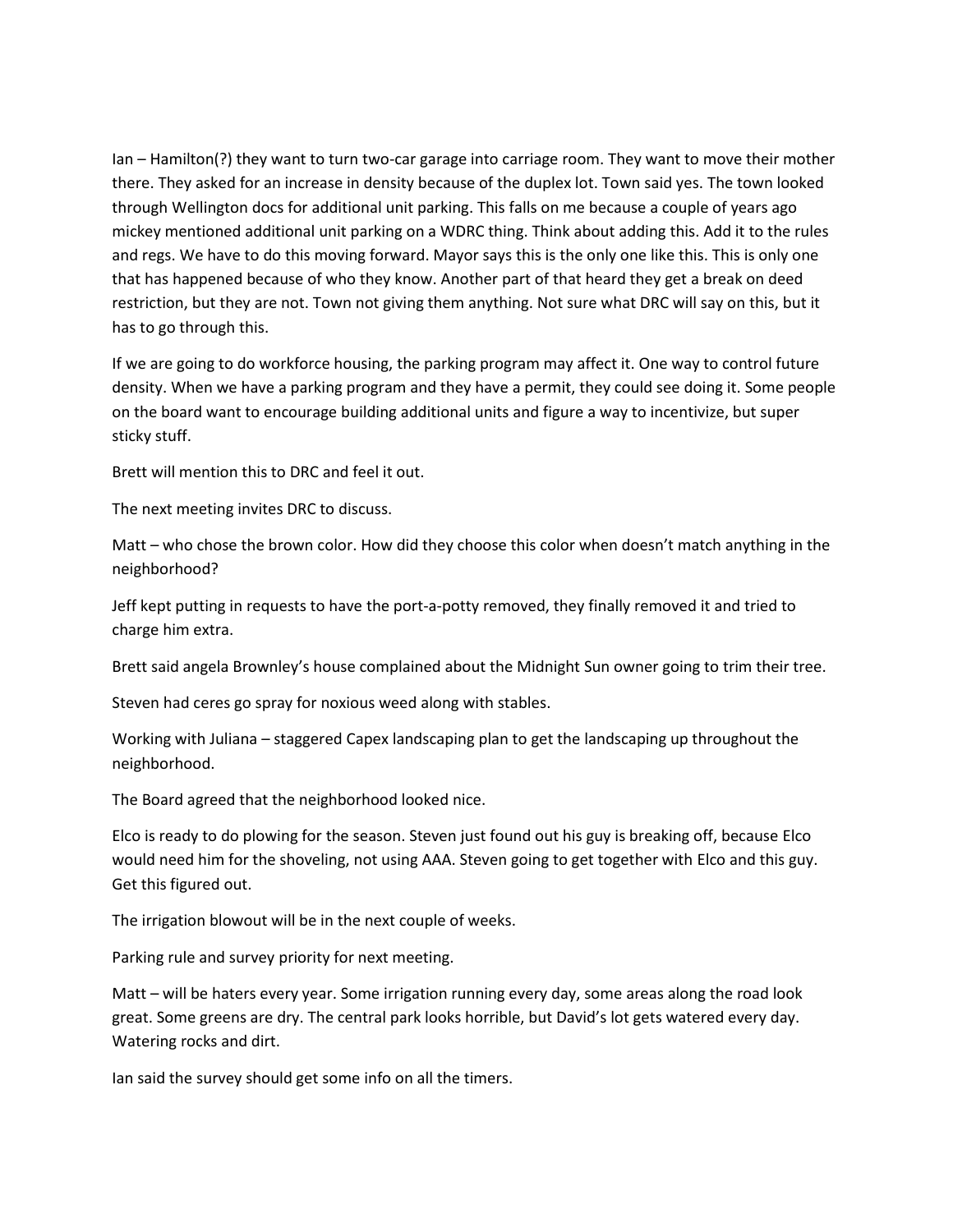Ian – Hamilton(?) they want to turn two-car garage into carriage room. They want to move their mother there. They asked for an increase in density because of the duplex lot. Town said yes. The town looked through Wellington docs for additional unit parking. This falls on me because a couple of years ago mickey mentioned additional unit parking on a WDRC thing. Think about adding this. Add it to the rules and regs. We have to do this moving forward. Mayor says this is the only one like this. This is only one that has happened because of who they know. Another part of that heard they get a break on deed restriction, but they are not. Town not giving them anything. Not sure what DRC will say on this, but it has to go through this.

If we are going to do workforce housing, the parking program may affect it. One way to control future density. When we have a parking program and they have a permit, they could see doing it. Some people on the board want to encourage building additional units and figure a way to incentivize, but super sticky stuff.

Brett will mention this to DRC and feel it out.

The next meeting invites DRC to discuss.

Matt – who chose the brown color. How did they choose this color when doesn't match anything in the neighborhood?

Jeff kept putting in requests to have the port-a-potty removed, they finally removed it and tried to charge him extra.

Brett said angela Brownley's house complained about the Midnight Sun owner going to trim their tree.

Steven had ceres go spray for noxious weed along with stables.

Working with Juliana – staggered Capex landscaping plan to get the landscaping up throughout the neighborhood.

The Board agreed that the neighborhood looked nice.

Elco is ready to do plowing for the season. Steven just found out his guy is breaking off, because Elco would need him for the shoveling, not using AAA. Steven going to get together with Elco and this guy. Get this figured out.

The irrigation blowout will be in the next couple of weeks.

Parking rule and survey priority for next meeting.

Matt – will be haters every year. Some irrigation running every day, some areas along the road look great. Some greens are dry. The central park looks horrible, but David's lot gets watered every day. Watering rocks and dirt.

Ian said the survey should get some info on all the timers.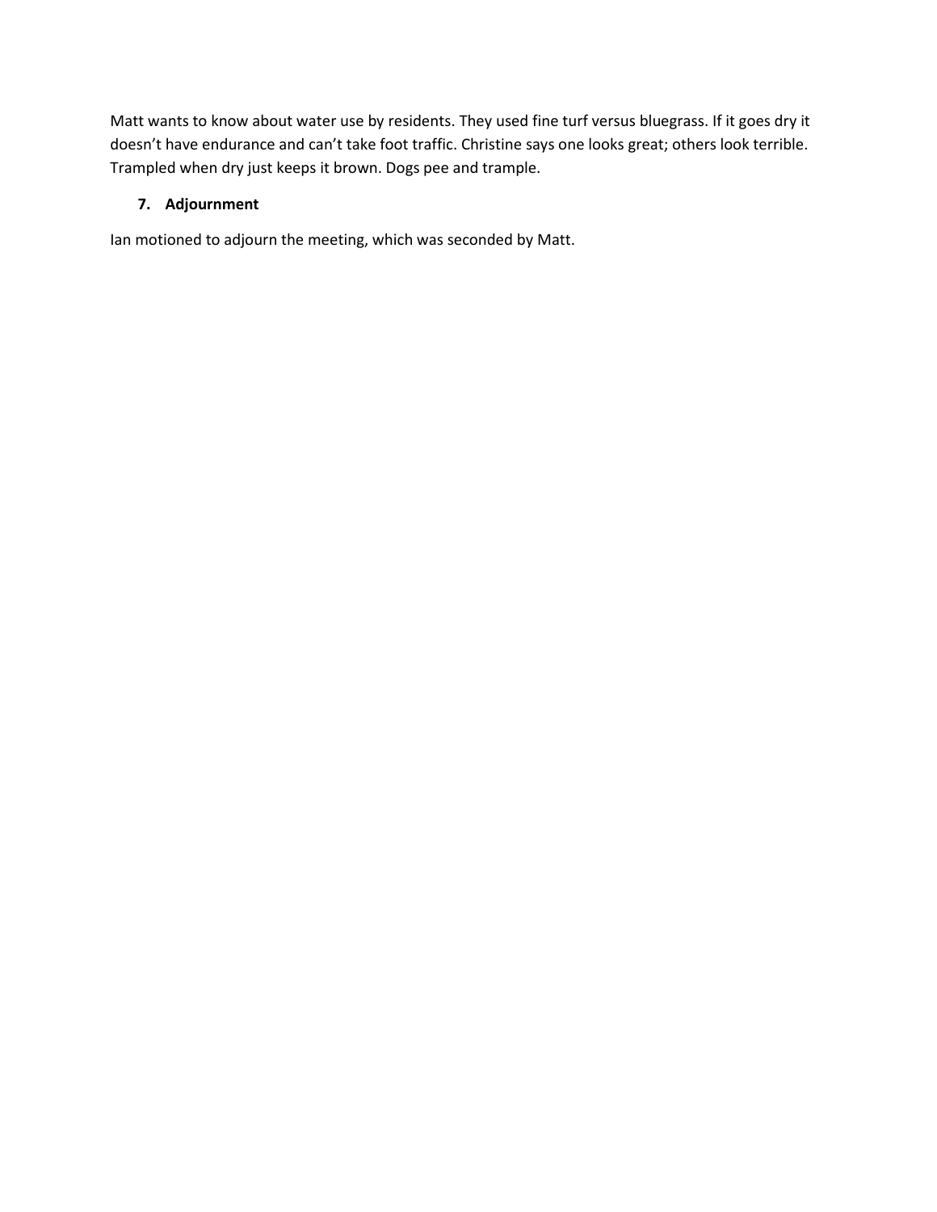Matt wants to know about water use by residents. They used fine turf versus bluegrass. If it goes dry it doesn't have endurance and can't take foot traffic. Christine says one looks great; others look terrible. Trampled when dry just keeps it brown. Dogs pee and trample.

### 7. Adjournment

Ian motioned to adjourn the meeting, which was seconded by Matt.